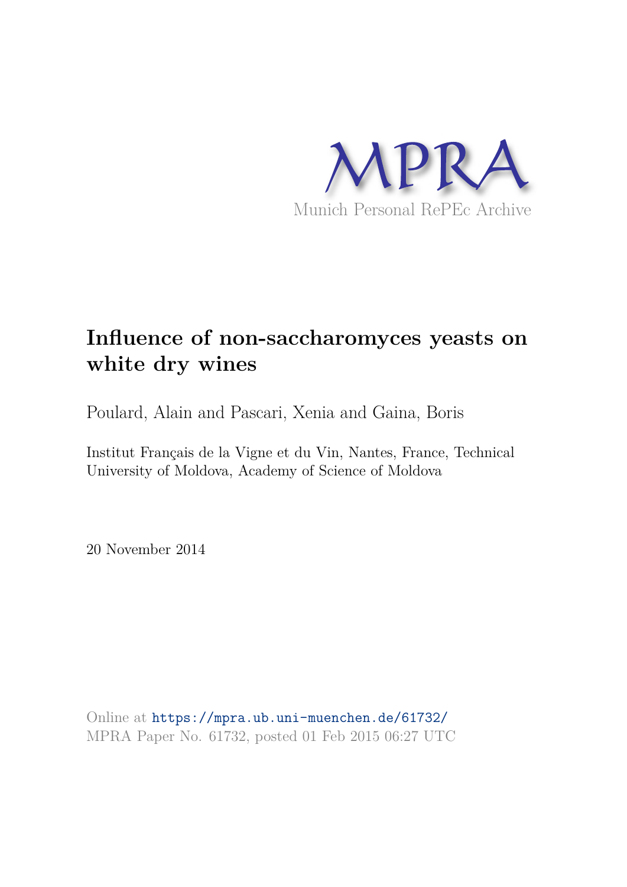MPRA

Munich Personal RePEc Archive

# Influence of non-saccharomyces yeasts on white dry wines

Poulard, Alain and Pascari, Xenia and Gaina, Boris

Institut Français de la Vigne et du Vin, Nantes, France, Technical University of Moldova, Academy of Science of Moldova

20 November 2014

Online at https://mpra.ub.uni-muenchen.de/61732/
MPRA Paper No. 61732, posted 01 Feb 2015 06:27 UTC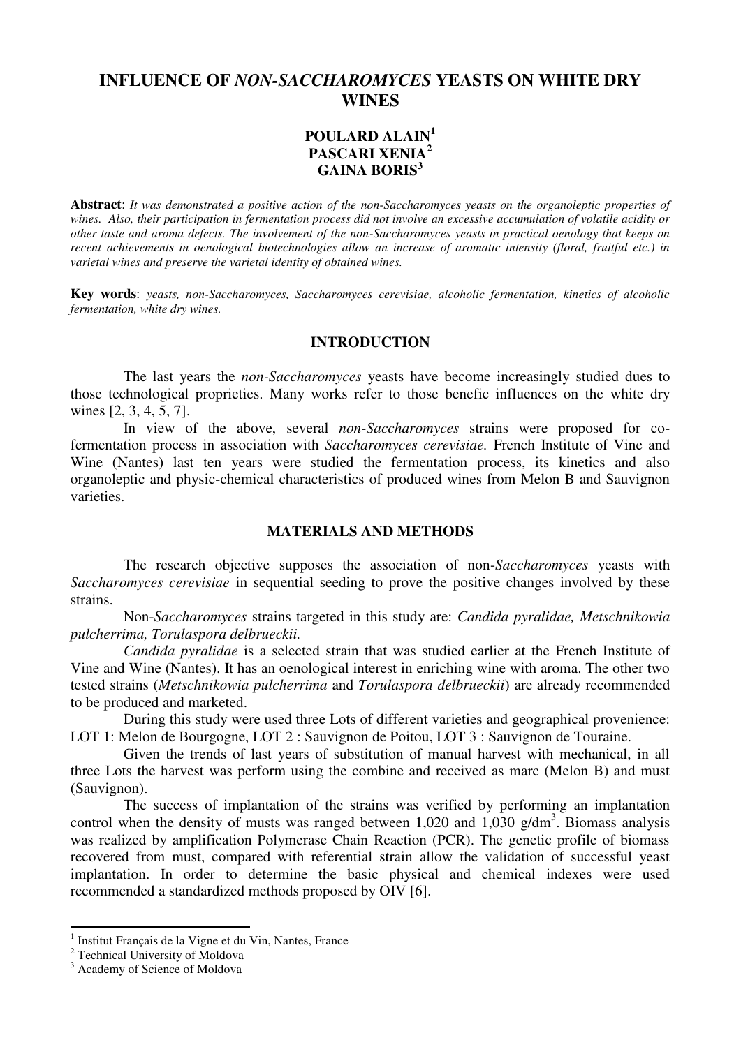# INFLUENCE OF *NON-SACCHAROMYCES* YEASTS ON WHITE DRY WINES

**POULARD ALAIN[1]**
**PASCARI XENIA[2]**
**GAINA BORIS[3]**

**Abstract**: *It was demonstrated a positive action of the non-Saccharomyces yeasts on the organoleptic properties of wines. Also, their participation in fermentation process did not involve an excessive accumulation of volatile acidity or other taste and aroma defects. The involvement of the non-Saccharomyces yeasts in practical oenology that keeps on recent achievements in oenological biotechnologies allow an increase of aromatic intensity (floral, fruitful etc.) in varietal wines and preserve the varietal identity of obtained wines.*

**Key words**: *yeasts, non-Saccharomyces, Saccharomyces cerevisiae, alcoholic fermentation, kinetics of alcoholic fermentation, white dry wines.*

## INTRODUCTION

The last years the *non-Saccharomyces* yeasts have become increasingly studied dues to those technological proprieties. Many works refer to those benefic influences on the white dry wines [2, 3, 4, 5, 7].

In view of the above, several *non-Saccharomyces* strains were proposed for co-fermentation process in association with *Saccharomyces cerevisiae.* French Institute of Vine and Wine (Nantes) last ten years were studied the fermentation process, its kinetics and also organoleptic and physic-chemical characteristics of produced wines from Melon B and Sauvignon varieties.

## MATERIALS AND METHODS

The research objective supposes the association of non-*Saccharomyces* yeasts with *Saccharomyces cerevisiae* in sequential seeding to prove the positive changes involved by these strains.

Non-*Saccharomyces* strains targeted in this study are: *Candida pyralidae, Metschnikowia pulcherrima, Torulaspora delbrueckii.*

*Candida pyralidae* is a selected strain that was studied earlier at the French Institute of Vine and Wine (Nantes). It has an oenological interest in enriching wine with aroma. The other two tested strains (*Metschnikowia pulcherrima* and *Torulaspora delbrueckii*) are already recommended to be produced and marketed.

During this study were used three Lots of different varieties and geographical provenience: LOT 1: Melon de Bourgogne, LOT 2 : Sauvignon de Poitou, LOT 3 : Sauvignon de Touraine.

Given the trends of last years of substitution of manual harvest with mechanical, in all three Lots the harvest was perform using the combine and received as marc (Melon B) and must (Sauvignon).

The success of implantation of the strains was verified by performing an implantation control when the density of musts was ranged between 1,020 and 1,030 g/dm$^3$. Biomass analysis was realized by amplification Polymerase Chain Reaction (PCR). The genetic profile of biomass recovered from must, compared with referential strain allow the validation of successful yeast implantation. In order to determine the basic physical and chemical indexes were used recommended a standardized methods proposed by OIV [6].

---

[1] Institut Français de la Vigne et du Vin, Nantes, France
[2] Technical University of Moldova
[3] Academy of Science of Moldova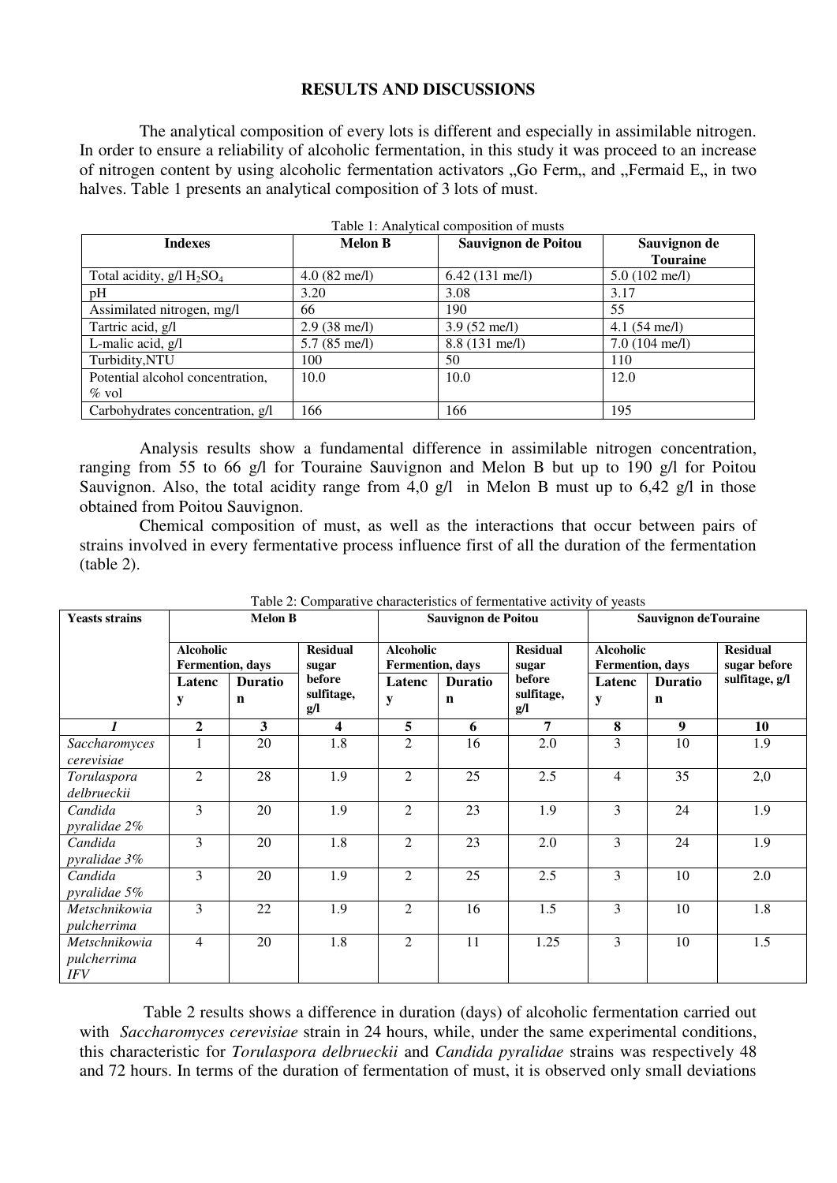## RESULTS AND DISCUSSIONS

The analytical composition of every lots is different and especially in assimilable nitrogen. In order to ensure a reliability of alcoholic fermentation, in this study it was proceed to an increase of nitrogen content by using alcoholic fermentation activators „Go Ferm„ and „Fermaid E„ in two halves. Table 1 presents an analytical composition of 3 lots of must.

Table 1: Analytical composition of musts

| Indexes | Melon B | Sauvignon de Poitou | Sauvignon de Touraine |
|---|---|---|---|
| Total acidity, g/l $H_2SO_4$ | 4.0 (82 me/l) | 6.42 (131 me/l) | 5.0 (102 me/l) |
| pH | 3.20 | 3.08 | 3.17 |
| Assimilated nitrogen, mg/l | 66 | 190 | 55 |
| Tartric acid, g/l | 2.9 (38 me/l) | 3.9 (52 me/l) | 4.1 (54 me/l) |
| L-malic acid, g/l | 5.7 (85 me/l) | 8.8 (131 me/l) | 7.0 (104 me/l) |
| Turbidity,NTU | 100 | 50 | 110 |
| Potential alcohol concentration, % vol | 10.0 | 10.0 | 12.0 |
| Carbohydrates concentration, g/l | 166 | 166 | 195 |

Analysis results show a fundamental difference in assimilable nitrogen concentration, ranging from 55 to 66 g/l for Touraine Sauvignon and Melon B but up to 190 g/l for Poitou Sauvignon. Also, the total acidity range from 4,0 g/l in Melon B must up to 6,42 g/l in those obtained from Poitou Sauvignon.

Chemical composition of must, as well as the interactions that occur between pairs of strains involved in every fermentative process influence first of all the duration of the fermentation (table 2).

Table 2: Comparative characteristics of fermentative activity of yeasts

| Yeasts strains | Melon B | | | Sauvignon de Poitou | | | Sauvignon deTouraine | | |
|---|---|---|---|---|---|---|---|---|---|
| | Alcoholic Fermention, days | | Residual sugar before sulfitage, g/l | Alcoholic Fermention, days | | Residual sugar before sulfitage, g/l | Alcoholic Fermention, days | | Residual sugar before sulfitage, g/l |
| | Latency | Duration | | Latency | Duration | | Latency | Duration | |
| *1* | **2** | **3** | **4** | **5** | **6** | **7** | **8** | **9** | **10** |
| *Saccharomyces cerevisiae* | 1 | 20 | 1.8 | 2 | 16 | 2.0 | 3 | 10 | 1.9 |
| *Torulaspora delbrueckii* | 2 | 28 | 1.9 | 2 | 25 | 2.5 | 4 | 35 | 2,0 |
| *Candida pyralidae 2%* | 3 | 20 | 1.9 | 2 | 23 | 1.9 | 3 | 24 | 1.9 |
| *Candida pyralidae 3%* | 3 | 20 | 1.8 | 2 | 23 | 2.0 | 3 | 24 | 1.9 |
| *Candida pyralidae 5%* | 3 | 20 | 1.9 | 2 | 25 | 2.5 | 3 | 10 | 2.0 |
| *Metschnikowia pulcherrima* | 3 | 22 | 1.9 | 2 | 16 | 1.5 | 3 | 10 | 1.8 |
| *Metschnikowia pulcherrima IFV* | 4 | 20 | 1.8 | 2 | 11 | 1.25 | 3 | 10 | 1.5 |

Table 2 results shows a difference in duration (days) of alcoholic fermentation carried out with *Saccharomyces cerevisiae* strain in 24 hours, while, under the same experimental conditions, this characteristic for *Torulaspora delbrueckii* and *Candida pyralidae* strains was respectively 48 and 72 hours. In terms of the duration of fermentation of must, it is observed only small deviations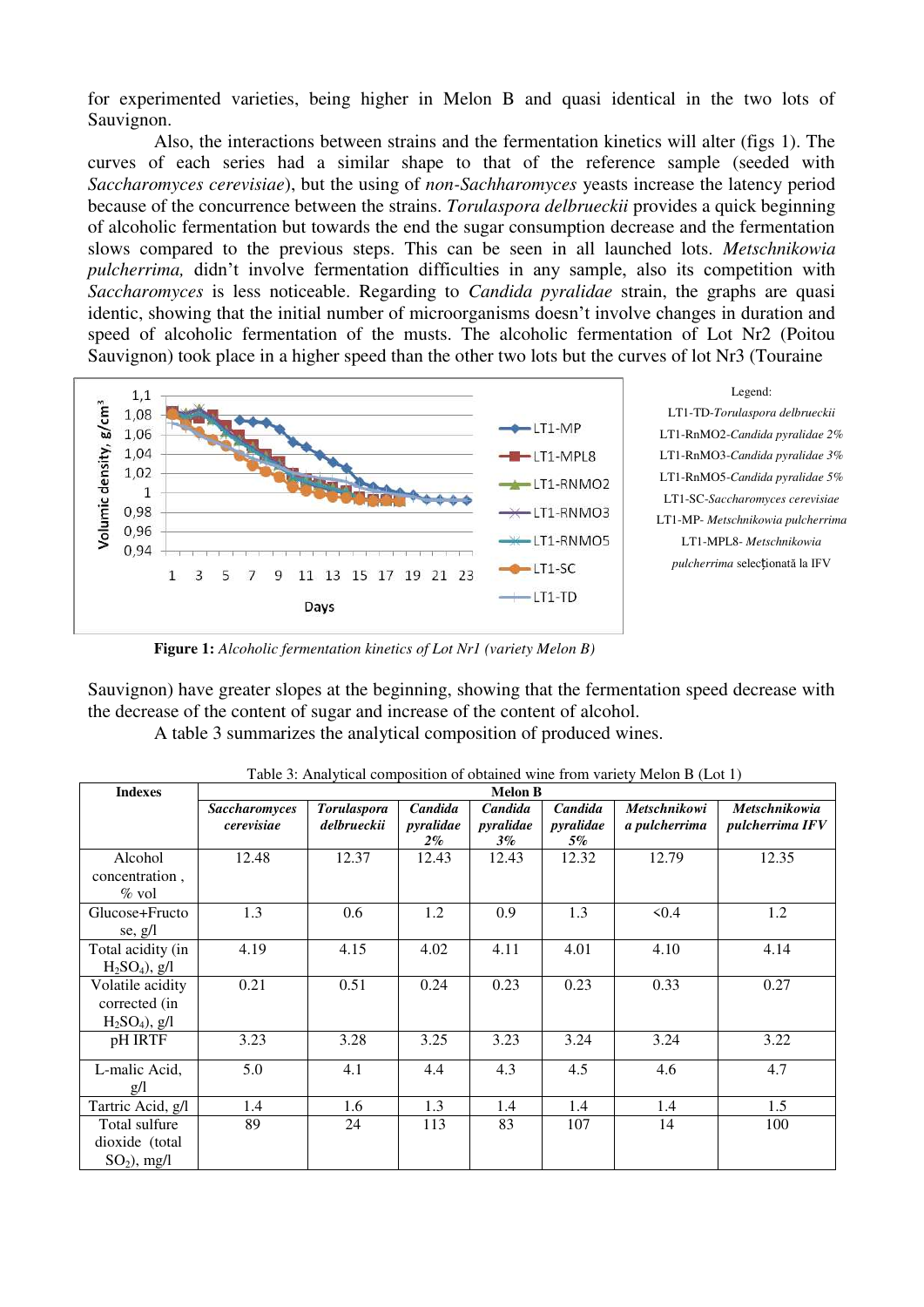for experimented varieties, being higher in Melon B and quasi identical in the two lots of Sauvignon.

Also, the interactions between strains and the fermentation kinetics will alter (figs 1). The curves of each series had a similar shape to that of the reference sample (seeded with *Saccharomyces cerevisiae*), but the using of *non-Sachharomyces* yeasts increase the latency period because of the concurrence between the strains. *Torulaspora delbrueckii* provides a quick beginning of alcoholic fermentation but towards the end the sugar consumption decrease and the fermentation slows compared to the previous steps. This can be seen in all launched lots. *Metschnikowia pulcherrima,* didn't involve fermentation difficulties in any sample, also its competition with *Saccharomyces* is less noticeable. Regarding to *Candida pyralidae* strain, the graphs are quasi identic, showing that the initial number of microorganisms doesn't involve changes in duration and speed of alcoholic fermentation of the musts. The alcoholic fermentation of Lot Nr2 (Poitou Sauvignon) took place in a higher speed than the other two lots but the curves of lot Nr3 (Touraine Sauvignon) have greater slopes at the beginning, showing that the fermentation speed decrease with the decrease of the content of sugar and increase of the content of alcohol.

Legend:
LT1-TD-*Torulaspora delbrueckii*
LT1-RnMO2-*Candida pyralidae 2%*
LT1-RnMO3-*Candida pyralidae 3%*
LT1-RnMO5-*Candida pyralidae 5%*
LT1-SC-*Saccharomyces cerevisiae*
LT1-MP- *Metschnikowia pulcherrima*
LT1-MPL8- *Metschnikowia pulcherrima* selecţionată la IFV

**Figure 1:** *Alcoholic fermentation kinetics of Lot Nr1 (variety Melon B)*

A table 3 summarizes the analytical composition of produced wines.

Table 3: Analytical composition of obtained wine from variety Melon B (Lot 1)

| Indexes | Melon B | | | | | | |
|---|---|---|---|---|---|---|---|
| | ***Saccharomyces cerevisiae*** | ***Torulaspora delbrueckii*** | ***Candida pyralidae 2%*** | ***Candida pyralidae 3%*** | ***Candida pyralidae 5%*** | ***Metschnikowia pulcherrima*** | ***Metschnikowia pulcherrima IFV*** |
| Alcohol concentration , % vol | 12.48 | 12.37 | 12.43 | 12.43 | 12.32 | 12.79 | 12.35 |
| Glucose+Fructose, g/l | 1.3 | 0.6 | 1.2 | 0.9 | 1.3 | <0.4 | 1.2 |
| Total acidity (in $H_2SO_4$), g/l | 4.19 | 4.15 | 4.02 | 4.11 | 4.01 | 4.10 | 4.14 |
| Volatile acidity corrected (in $H_2SO_4$), g/l | 0.21 | 0.51 | 0.24 | 0.23 | 0.23 | 0.33 | 0.27 |
| pH IRTF | 3.23 | 3.28 | 3.25 | 3.23 | 3.24 | 3.24 | 3.22 |
| L-malic Acid, g/l | 5.0 | 4.1 | 4.4 | 4.3 | 4.5 | 4.6 | 4.7 |
| Tartric Acid, g/l | 1.4 | 1.6 | 1.3 | 1.4 | 1.4 | 1.4 | 1.5 |
| Total sulfure dioxide (total $SO_2$), mg/l | 89 | 24 | 113 | 83 | 107 | 14 | 100 |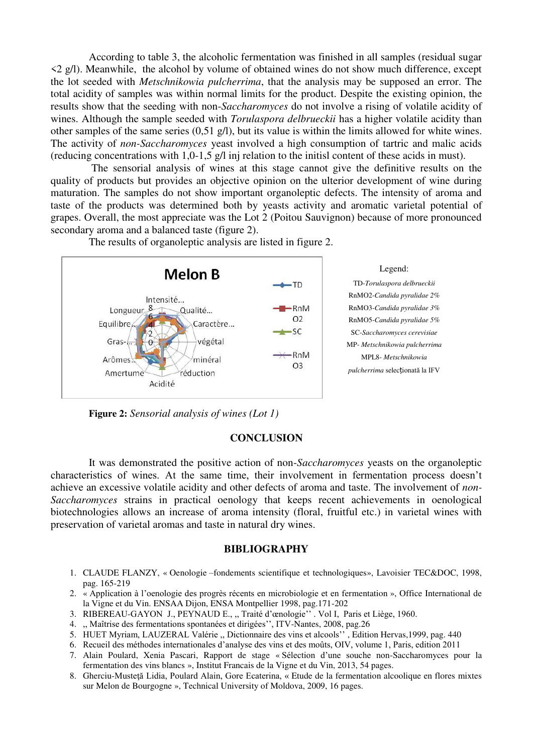According to table 3, the alcoholic fermentation was finished in all samples (residual sugar <2 g/l). Meanwhile, the alcohol by volume of obtained wines do not show much difference, except the lot seeded with *Metschnikowia pulcherrima*, that the analysis may be supposed an error. The total acidity of samples was within normal limits for the product. Despite the existing opinion, the results show that the seeding with non-*Saccharomyces* do not involve a rising of volatile acidity of wines. Although the sample seeded with *Torulaspora delbrueckii* has a higher volatile acidity than other samples of the same series (0,51 g/l), but its value is within the limits allowed for white wines. The activity of *non-Saccharomyces* yeast involved a high consumption of tartric and malic acids (reducing concentrations with 1,0-1,5 g/l inj relation to the initisl content of these acids in must).

The sensorial analysis of wines at this stage cannot give the definitive results on the quality of products but provides an objective opinion on the ulterior development of wine during maturation. The samples do not show important organoleptic defects. The intensity of aroma and taste of the products was determined both by yeasts activity and aromatic varietal potential of grapes. Overall, the most appreciate was the Lot 2 (Poitou Sauvignon) because of more pronounced secondary aroma and a balanced taste (figure 2).

The results of organoleptic analysis are listed in figure 2.

Melon B

Intensité...
Qualité...
Caractère...
végétal
minéral
réduction
Acidité
Amertume
Arômes...
Gras-...
Equilibre...
Longueur

8
6
4
2
0

TD
RnM O2
SC
RnM O3

Legend:

TD-*Torulaspora delbrueckii*

RnMO2-*Candida pyralidae 2%*

RnMO3-*Candida pyralidae 3%*

RnMO5-*Candida pyralidae 5%*

SC-*Saccharomyces cerevisiae*

MP- *Metschnikowia pulcherrima*

MPL8- *Metschnikowia pulcherrima* selecționată la IFV

**Figure 2:** *Sensorial analysis of wines (Lot 1)*

## CONCLUSION

It was demonstrated the positive action of non-*Saccharomyces* yeasts on the organoleptic characteristics of wines. At the same time, their involvement in fermentation process doesn't achieve an excessive volatile acidity and other defects of aroma and taste. The involvement of *non-Saccharomyces* strains in practical oenology that keeps recent achievements in oenological biotechnologies allows an increase of aroma intensity (floral, fruitful etc.) in varietal wines with preservation of varietal aromas and taste in natural dry wines.

## BIBLIOGRAPHY

1. CLAUDE FLANZY, « Oenologie –fondements scientifique et technologiques», Lavoisier TEC&DOC, 1998, pag. 165-219
2. « Application à l'oenologie des progrès récents en microbiologie et en fermentation », Office International de la Vigne et du Vin. ENSAA Dijon, ENSA Montpellier 1998, pag.171-202
3. RIBEREAU-GAYON J., PEYNAUD E., „ Traité d'œnologie'' . Vol I, Paris et Liège, 1960.
4. „ Maîtrise des fermentations spontanées et dirigées'', ITV-Nantes, 2008, pag.26
5. HUET Myriam, LAUZERAL Valérie „ Dictionnaire des vins et alcools'' , Edition Hervas,1999, pag. 440
6. Recueil des méthodes internationales d'analyse des vins et des moûts, OIV, volume 1, Paris, edition 2011
7. Alain Poulard, Xenia Pascari, Rapport de stage « Sélection d'une souche non-Saccharomyces pour la fermentation des vins blancs », Institut Francais de la Vigne et du Vin, 2013, 54 pages.
8. Gherciu-Musteţă Lidia, Poulard Alain, Gore Ecaterina, « Etude de la fermentation alcoolique en flores mixtes sur Melon de Bourgogne », Technical University of Moldova, 2009, 16 pages.